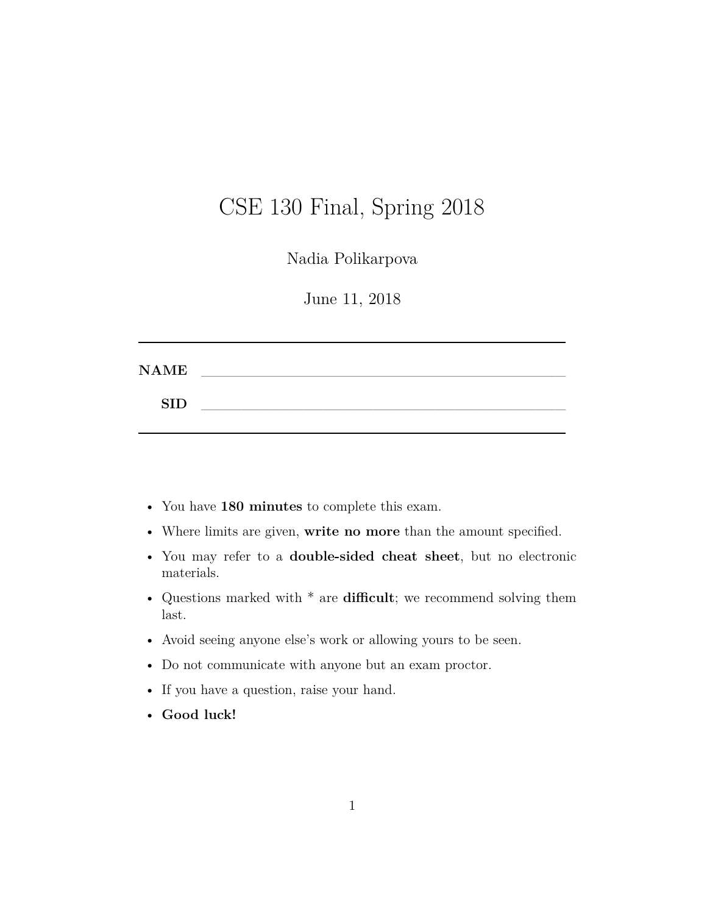# CSE 130 Final, Spring 2018

Nadia Polikarpova

June 11, 2018

---

**NAME** ______________________________________________

**SID** ______________________________________________

---

- You have **180 minutes** to complete this exam.
- Where limits are given, **write no more** than the amount specified.
- You may refer to a **double-sided cheat sheet**, but no electronic materials.
- Questions marked with * are **difficult**; we recommend solving them last.
- Avoid seeing anyone else's work or allowing yours to be seen.
- Do not communicate with anyone but an exam proctor.
- If you have a question, raise your hand.
- **Good luck!**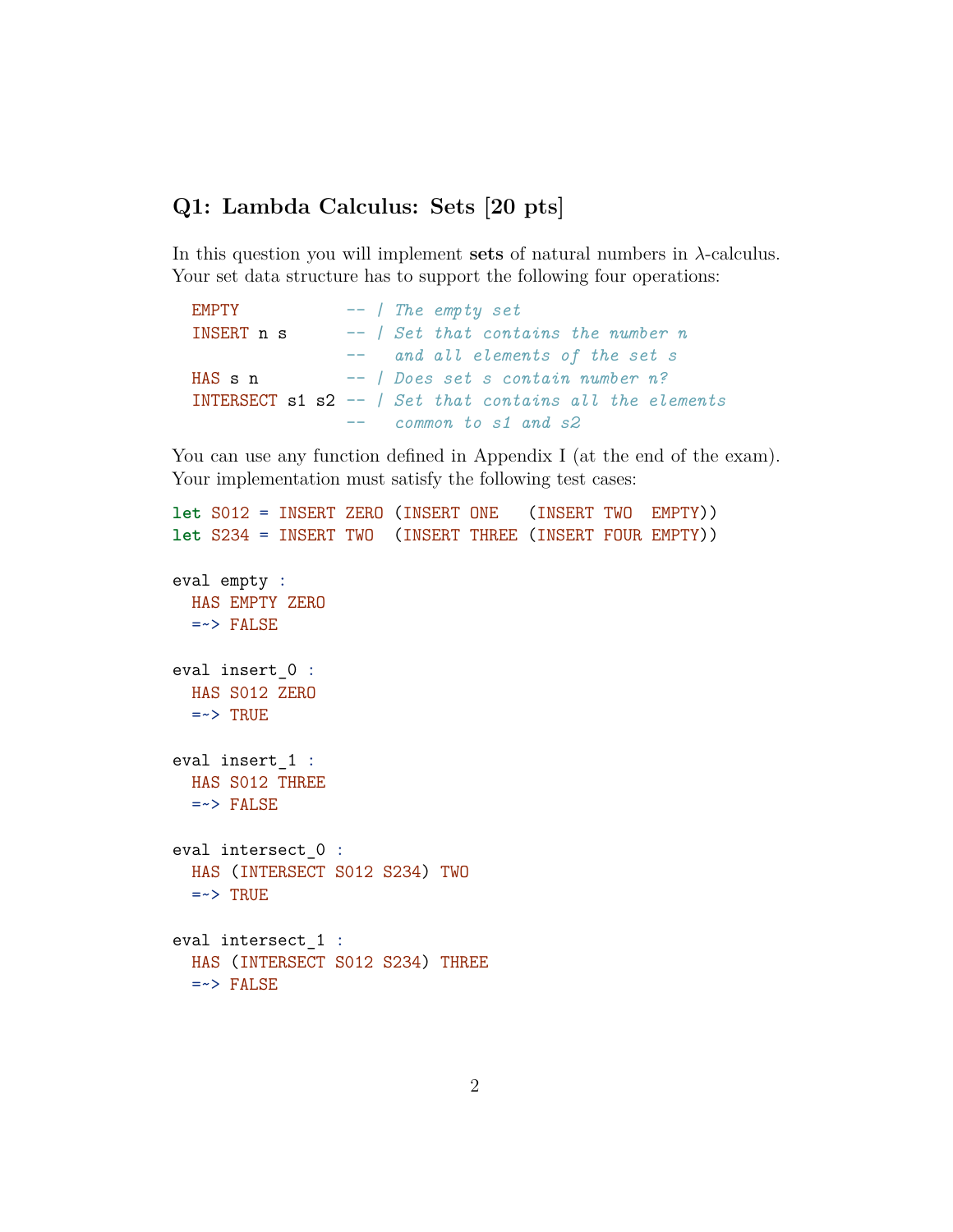## Q1: Lambda Calculus: Sets [20 pts]

In this question you will implement **sets** of natural numbers in λ-calculus. Your set data structure has to support the following four operations:

```
EMPTY           -- | The empty set
INSERT n s      -- | Set that contains the number n
                --   and all elements of the set s
HAS s n         -- | Does set s contain number n?
INTERSECT s1 s2 -- | Set that contains all the elements
                --   common to s1 and s2
```

You can use any function defined in Appendix I (at the end of the exam). Your implementation must satisfy the following test cases:

```
let S012 = INSERT ZERO (INSERT ONE   (INSERT TWO  EMPTY))
let S234 = INSERT TWO  (INSERT THREE (INSERT FOUR EMPTY))

eval empty :
  HAS EMPTY ZERO
  =~> FALSE

eval insert_0 :
  HAS S012 ZERO
  =~> TRUE

eval insert_1 :
  HAS S012 THREE
  =~> FALSE

eval intersect_0 :
  HAS (INTERSECT S012 S234) TWO
  =~> TRUE

eval intersect_1 :
  HAS (INTERSECT S012 S234) THREE
  =~> FALSE
```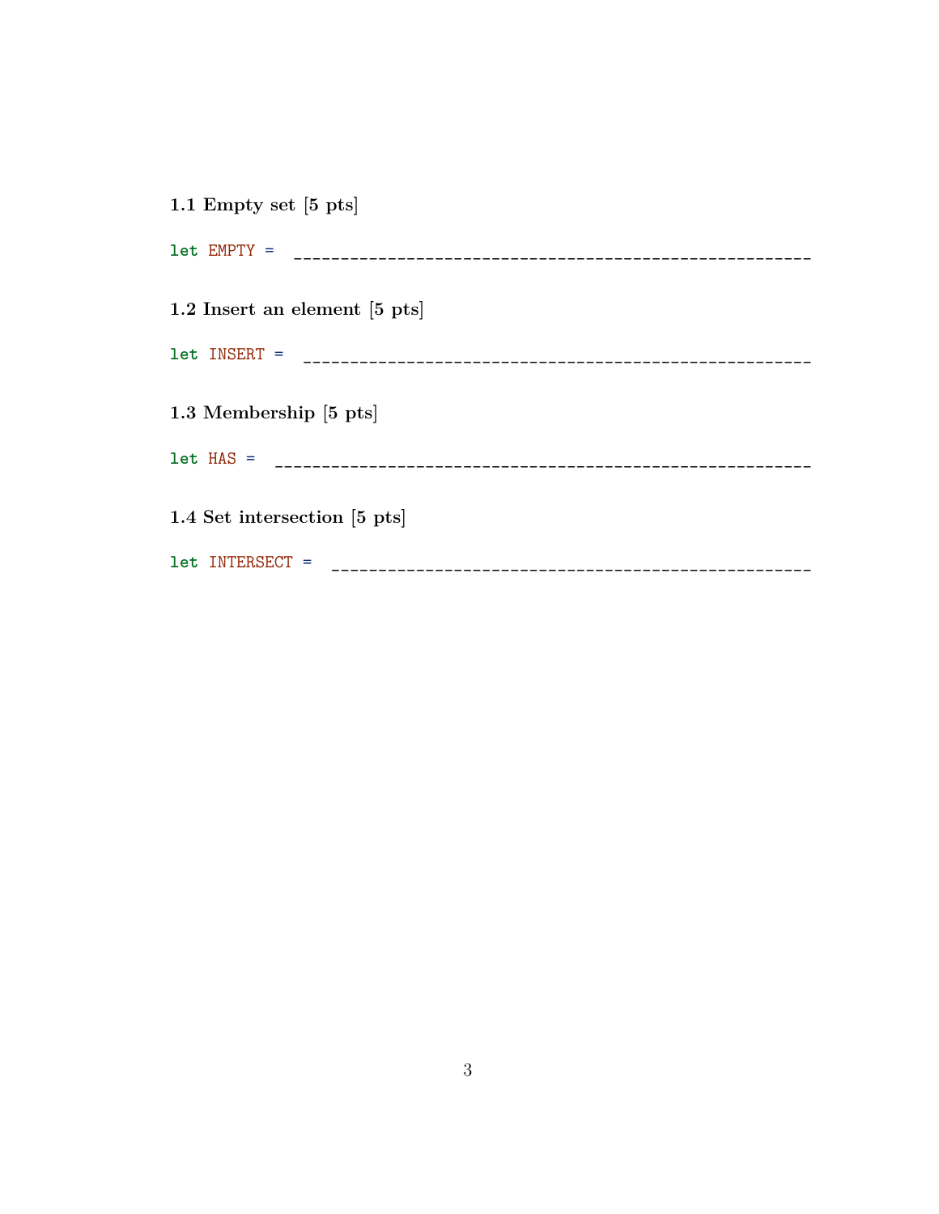### 1.1 Empty set [5 pts]

```
let EMPTY = ________________________________________________________
```

### 1.2 Insert an element [5 pts]

```
let INSERT = _______________________________________________________
```

### 1.3 Membership [5 pts]

```
let HAS = __________________________________________________________
```

### 1.4 Set intersection [5 pts]

```
let INTERSECT = ____________________________________________________
```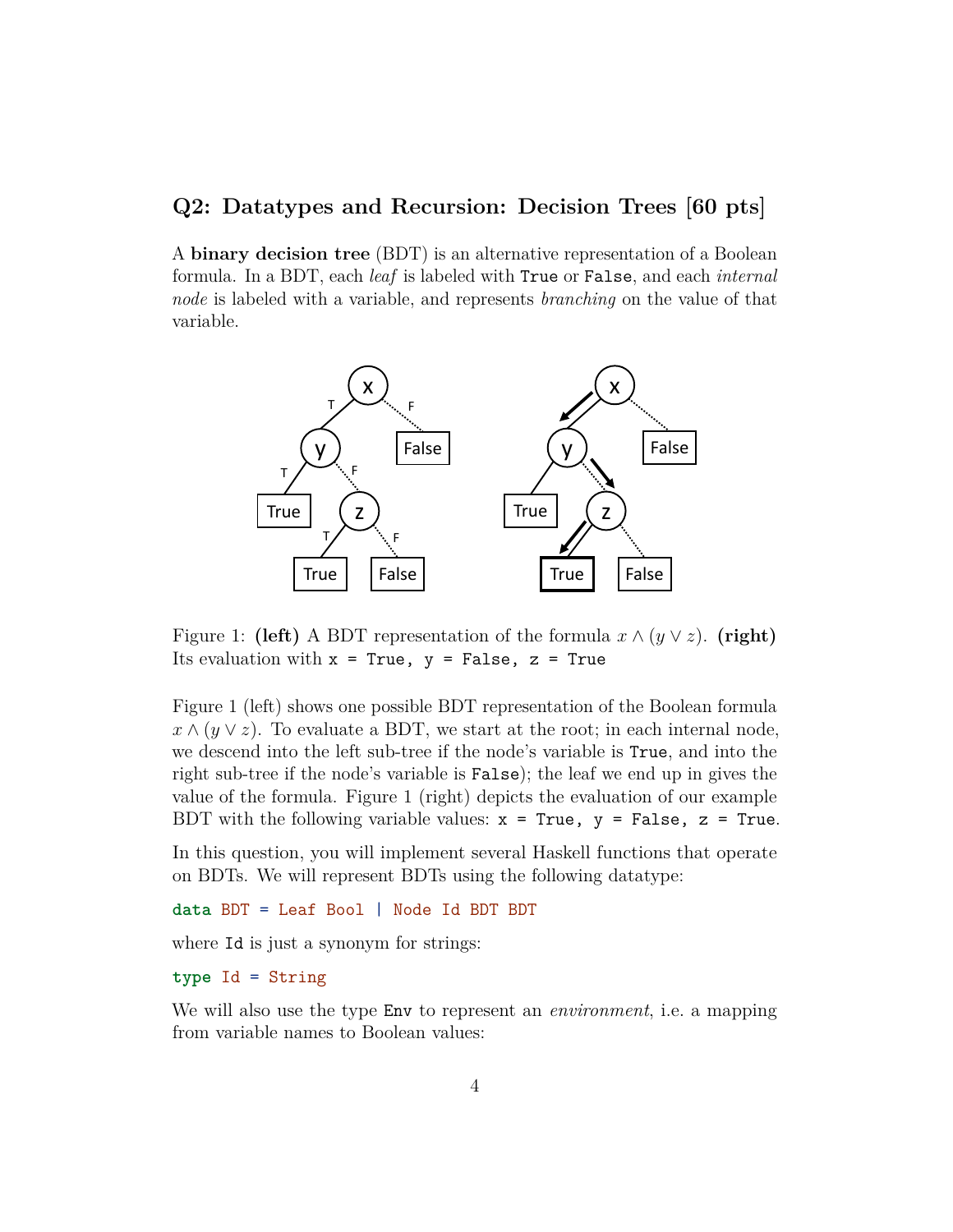## Q2: Datatypes and Recursion: Decision Trees [60 pts]

A **binary decision tree** (BDT) is an alternative representation of a Boolean formula. In a BDT, each *leaf* is labeled with `True` or `False`, and each *internal node* is labeled with a variable, and represents *branching* on the value of that variable.

Figure 1: **(left)** A BDT representation of the formula $x \wedge (y \vee z)$. **(right)** Its evaluation with `x = True, y = False, z = True`

Figure 1 (left) shows one possible BDT representation of the Boolean formula $x \wedge (y \vee z)$. To evaluate a BDT, we start at the root; in each internal node, we descend into the left sub-tree if the node's variable is `True`, and into the right sub-tree if the node's variable is `False`); the leaf we end up in gives the value of the formula. Figure 1 (right) depicts the evaluation of our example BDT with the following variable values: `x = True, y = False, z = True`.

In this question, you will implement several Haskell functions that operate on BDTs. We will represent BDTs using the following datatype:

```
data BDT = Leaf Bool | Node Id BDT BDT
```

where `Id` is just a synonym for strings:

```
type Id = String
```

We will also use the type `Env` to represent an *environment*, i.e. a mapping from variable names to Boolean values: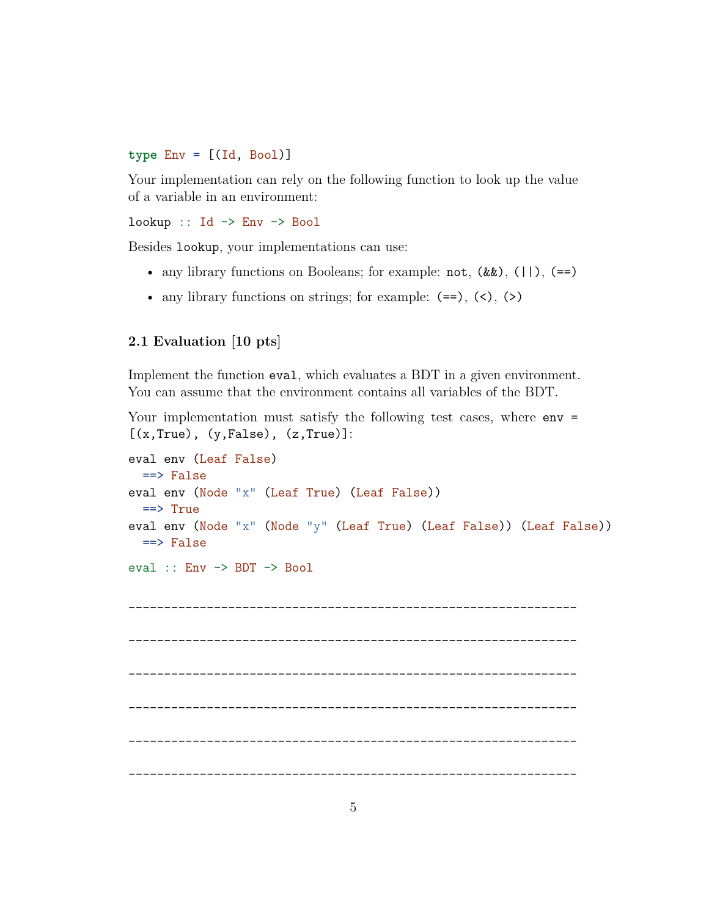```haskell
type Env = [(Id, Bool)]
```

Your implementation can rely on the following function to look up the value of a variable in an environment:

```haskell
lookup :: Id -> Env -> Bool
```

Besides `lookup`, your implementations can use:

- any library functions on Booleans; for example: `not`, `(&&)`, `(||)`, `(==)`
- any library functions on strings; for example: `(==)`, `(<)`, `(>)`

### 2.1 Evaluation [10 pts]

Implement the function `eval`, which evaluates a BDT in a given environment. You can assume that the environment contains all variables of the BDT.

Your implementation must satisfy the following test cases, where `env = [(x,True), (y,False), (z,True)]`:

```haskell
eval env (Leaf False)
  ==> False
eval env (Node "x" (Leaf True) (Leaf False))
  ==> True
eval env (Node "x" (Node "y" (Leaf True) (Leaf False)) (Leaf False))
  ==> False
```

```haskell
eval :: Env -> BDT -> Bool
```

---------------------------------------------------------------

---------------------------------------------------------------

---------------------------------------------------------------

---------------------------------------------------------------

---------------------------------------------------------------

---------------------------------------------------------------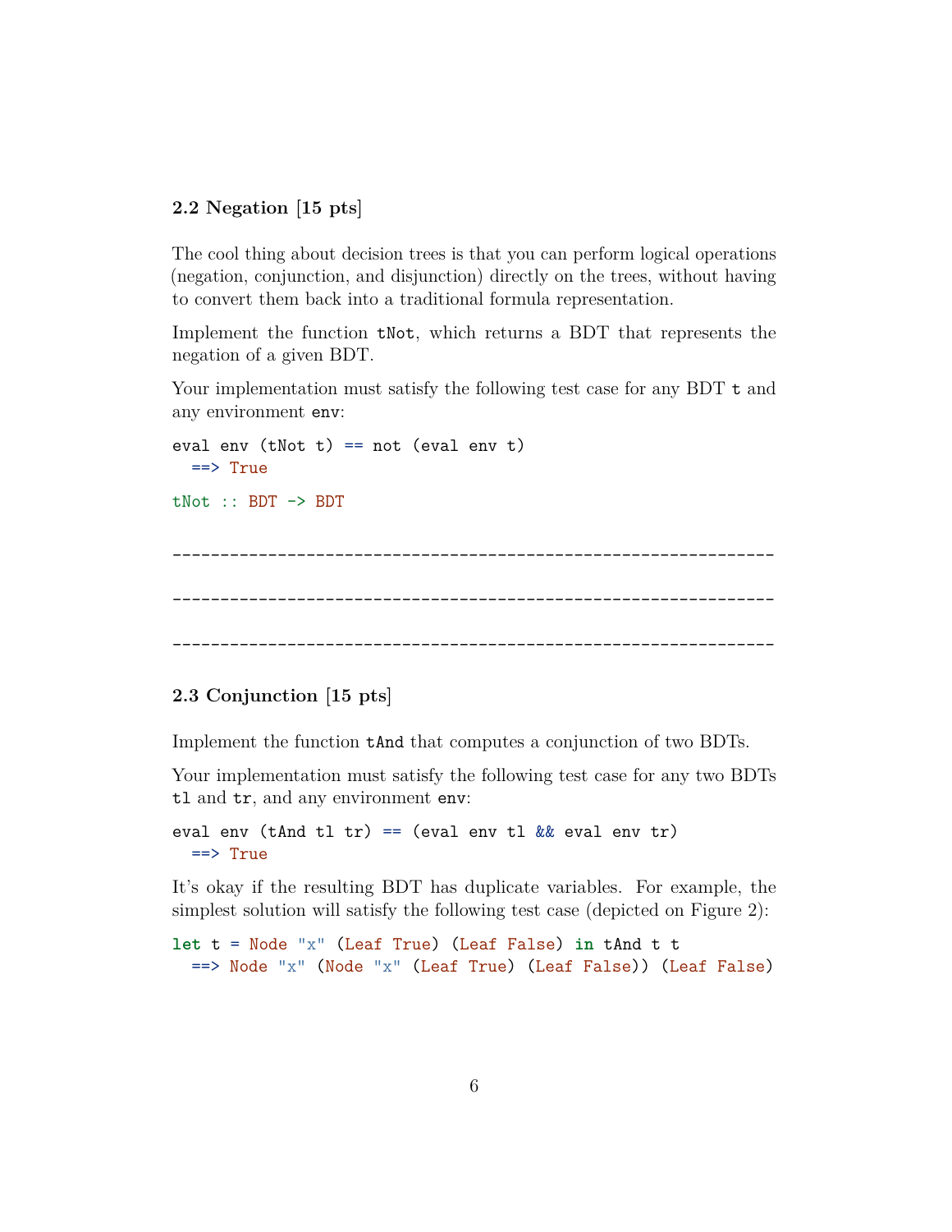### 2.2 Negation [15 pts]

The cool thing about decision trees is that you can perform logical operations (negation, conjunction, and disjunction) directly on the trees, without having to convert them back into a traditional formula representation.

Implement the function `tNot`, which returns a BDT that represents the negation of a given BDT.

Your implementation must satisfy the following test case for any BDT `t` and any environment `env`:

```
eval env (tNot t) == not (eval env t)
  ==> True
```

```
tNot :: BDT -> BDT
```

```
----------------------------------------------------------------

----------------------------------------------------------------

----------------------------------------------------------------
```

### 2.3 Conjunction [15 pts]

Implement the function `tAnd` that computes a conjunction of two BDTs.

Your implementation must satisfy the following test case for any two BDTs `tl` and `tr`, and any environment `env`:

```
eval env (tAnd tl tr) == (eval env tl && eval env tr)
  ==> True
```

It's okay if the resulting BDT has duplicate variables. For example, the simplest solution will satisfy the following test case (depicted on Figure 2):

```
let t = Node "x" (Leaf True) (Leaf False) in tAnd t t
  ==> Node "x" (Node "x" (Leaf True) (Leaf False)) (Leaf False)
```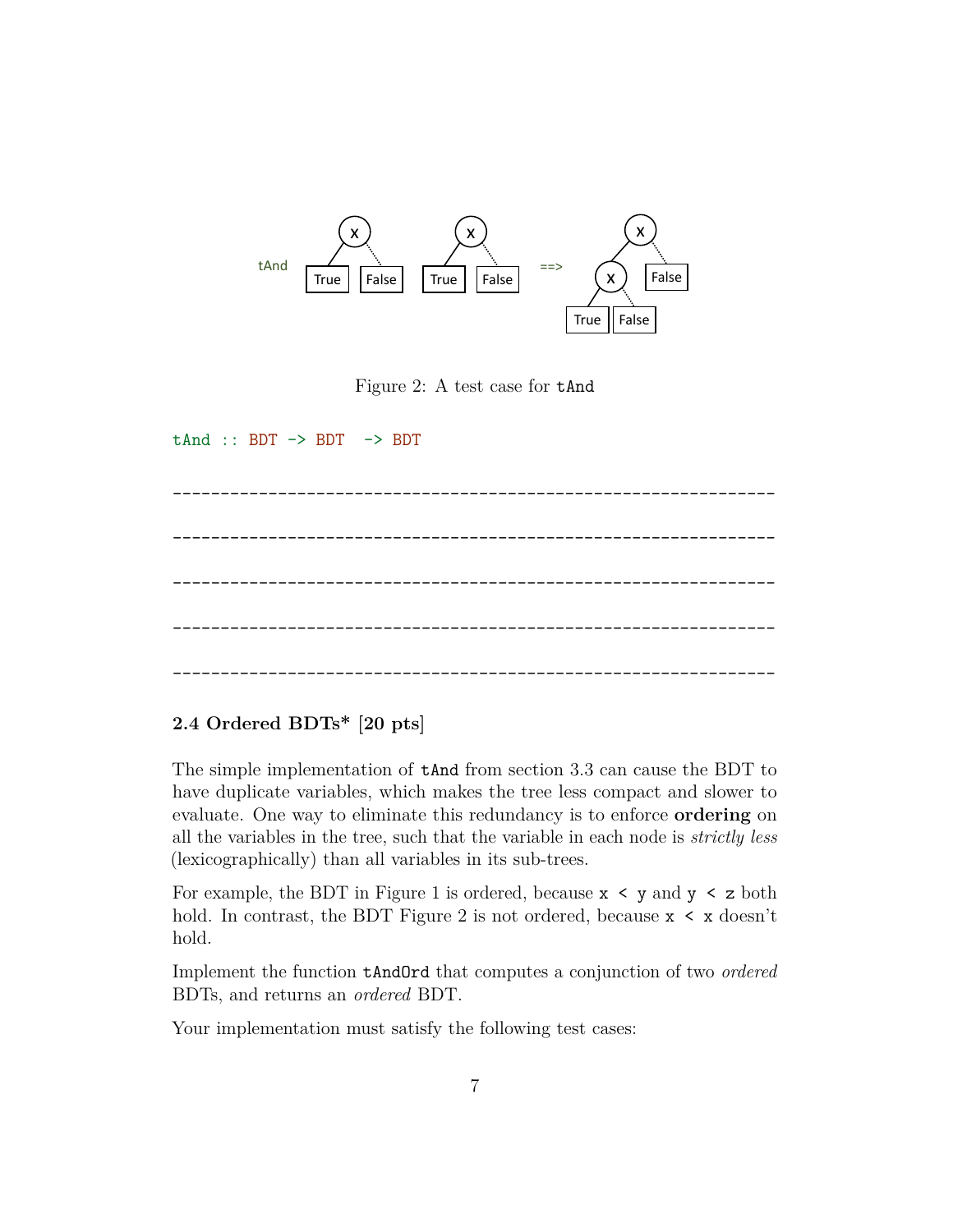Figure 2: A test case for `tAnd`

```
tAnd :: BDT -> BDT  -> BDT

-----------------------------------------------------------------

-----------------------------------------------------------------

-----------------------------------------------------------------

-----------------------------------------------------------------

-----------------------------------------------------------------
```

### 2.4 Ordered BDTs* [20 pts]

The simple implementation of `tAnd` from section 3.3 can cause the BDT to have duplicate variables, which makes the tree less compact and slower to evaluate. One way to eliminate this redundancy is to enforce **ordering** on all the variables in the tree, such that the variable in each node is *strictly less* (lexicographically) than all variables in its sub-trees.

For example, the BDT in Figure 1 is ordered, because `x < y` and `y < z` both hold. In contrast, the BDT Figure 2 is not ordered, because `x < x` doesn't hold.

Implement the function `tAndOrd` that computes a conjunction of two *ordered* BDTs, and returns an *ordered* BDT.

Your implementation must satisfy the following test cases: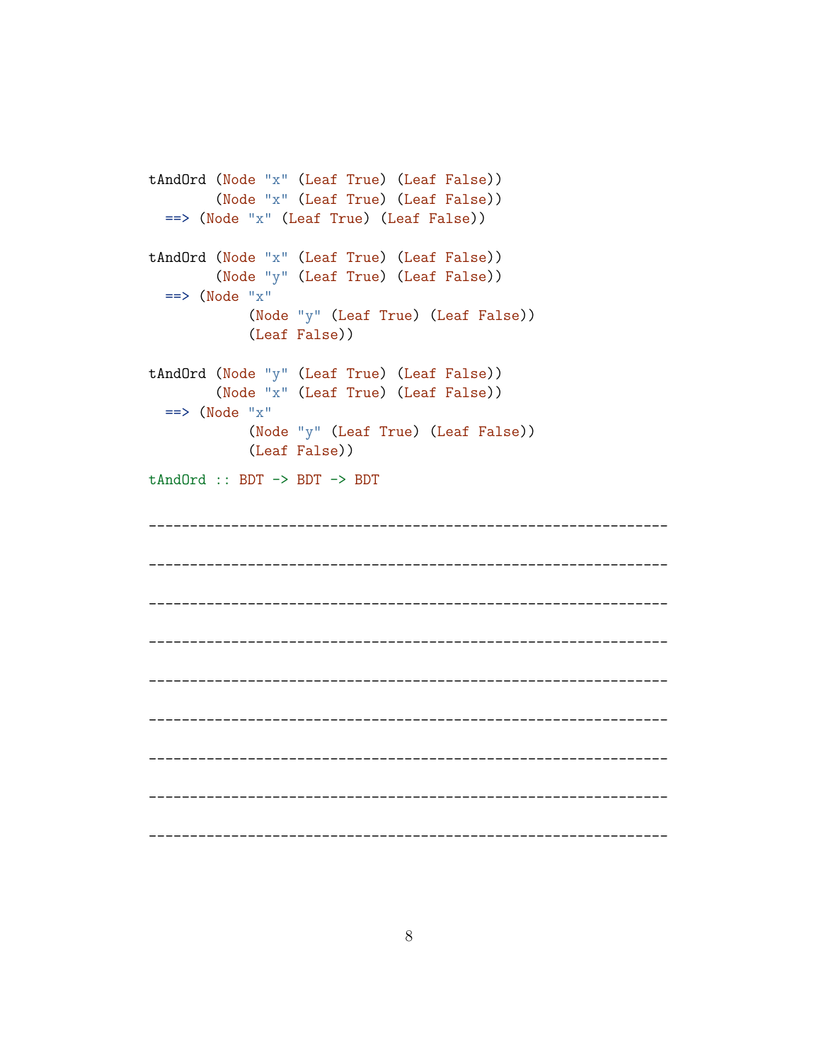```
tAndOrd (Node "x" (Leaf True) (Leaf False))
        (Node "x" (Leaf True) (Leaf False))
  ==> (Node "x" (Leaf True) (Leaf False))

tAndOrd (Node "x" (Leaf True) (Leaf False))
        (Node "y" (Leaf True) (Leaf False))
  ==> (Node "x"
           (Node "y" (Leaf True) (Leaf False))
           (Leaf False))

tAndOrd (Node "y" (Leaf True) (Leaf False))
        (Node "x" (Leaf True) (Leaf False))
  ==> (Node "x"
           (Node "y" (Leaf True) (Leaf False))
           (Leaf False))
```

```
tAndOrd :: BDT -> BDT -> BDT
```

-------------------------------------------------------------

-------------------------------------------------------------

-------------------------------------------------------------

-------------------------------------------------------------

-------------------------------------------------------------

-------------------------------------------------------------

-------------------------------------------------------------

-------------------------------------------------------------

-------------------------------------------------------------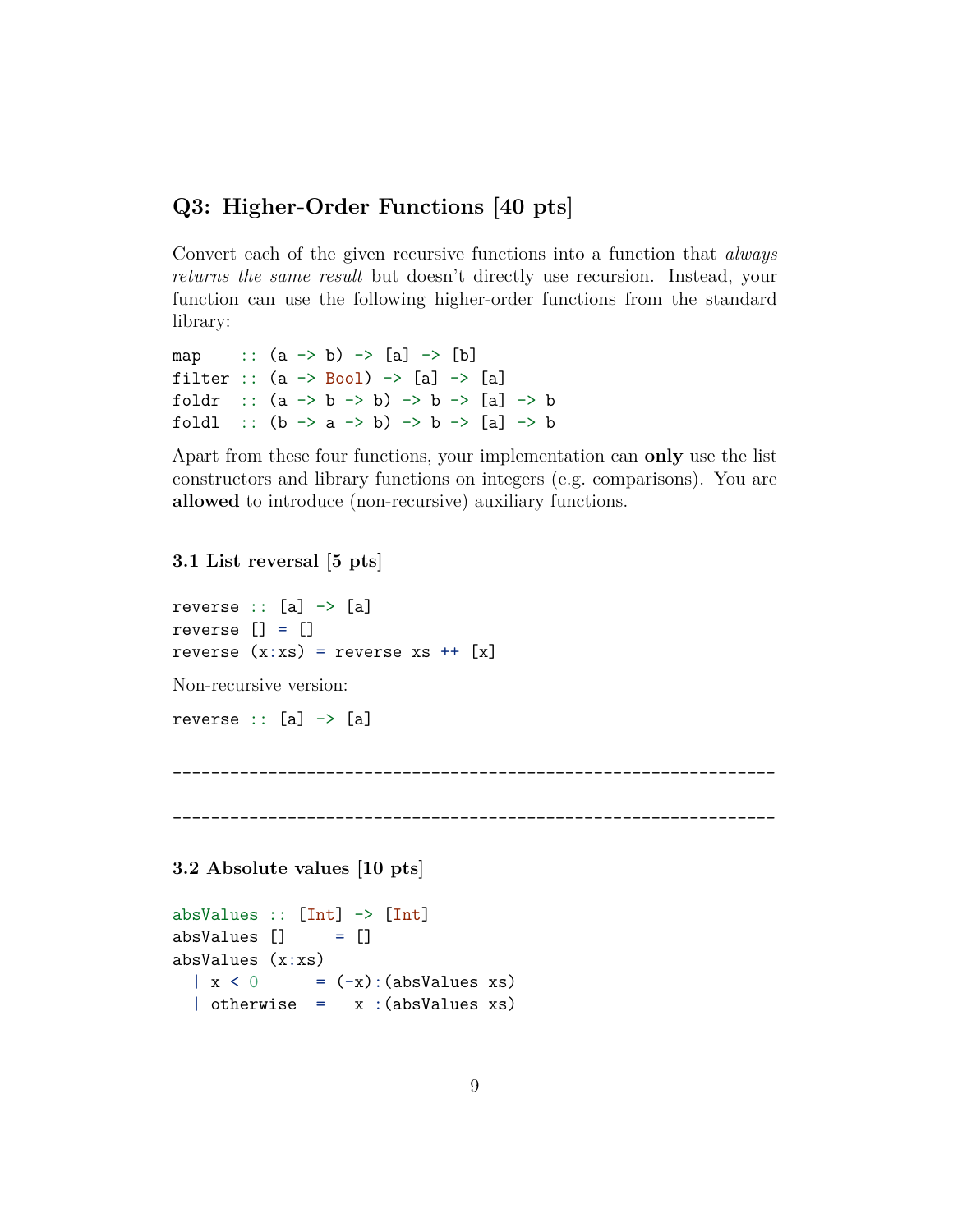## Q3: Higher-Order Functions [40 pts]

Convert each of the given recursive functions into a function that *always returns the same result* but doesn't directly use recursion. Instead, your function can use the following higher-order functions from the standard library:

```
map    :: (a -> b) -> [a] -> [b]
filter :: (a -> Bool) -> [a] -> [a]
foldr  :: (a -> b -> b) -> b -> [a] -> b
foldl  :: (b -> a -> b) -> b -> [a] -> b
```

Apart from these four functions, your implementation can **only** use the list constructors and library functions on integers (e.g. comparisons). You are **allowed** to introduce (non-recursive) auxiliary functions.

### 3.1 List reversal [5 pts]

```
reverse :: [a] -> [a]
reverse [] = []
reverse (x:xs) = reverse xs ++ [x]
```

Non-recursive version:

```
reverse :: [a] -> [a]
```

---------------------------------------------------------------

---------------------------------------------------------------

### 3.2 Absolute values [10 pts]

```
absValues :: [Int] -> [Int]
absValues []     = []
absValues (x:xs)
  | x < 0      = (-x):(absValues xs)
  | otherwise  =   x :(absValues xs)
```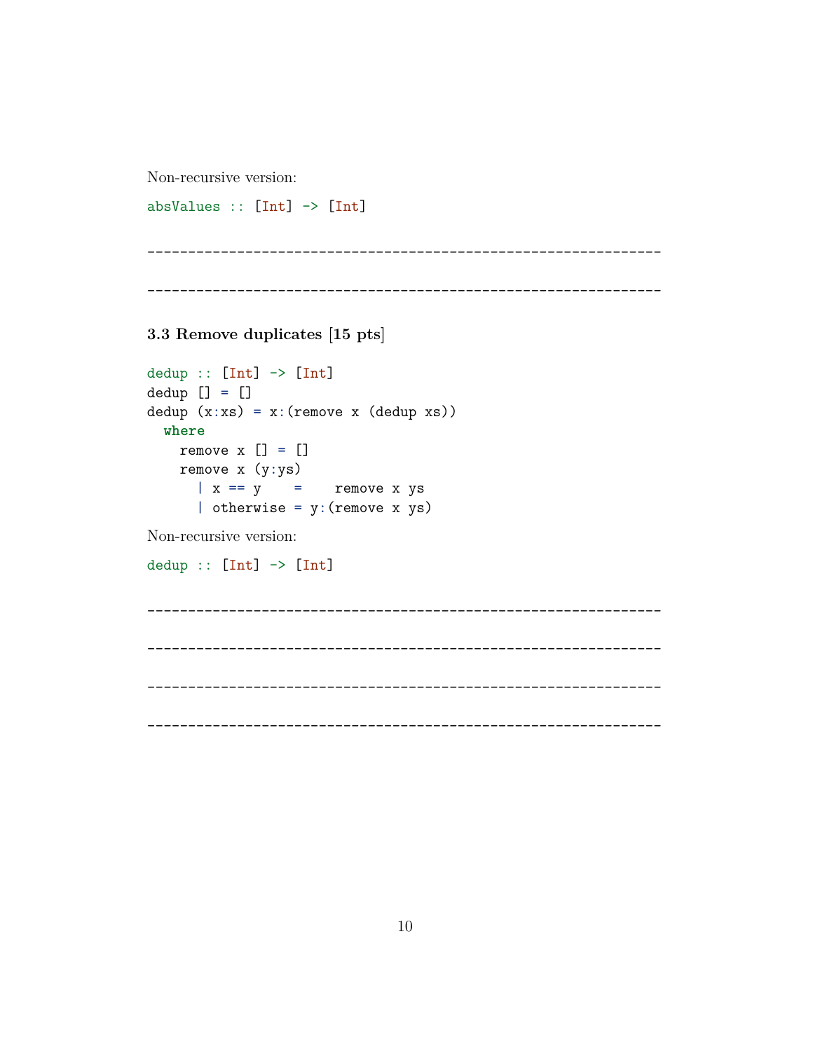Non-recursive version:

```
absValues :: [Int] -> [Int]
```

```
----------------------------------------------------------------

----------------------------------------------------------------
```

### 3.3 Remove duplicates [15 pts]

```
dedup :: [Int] -> [Int]
dedup [] = []
dedup (x:xs) = x:(remove x (dedup xs))
  where
    remove x [] = []
    remove x (y:ys)
      | x == y    =    remove x ys
      | otherwise = y:(remove x ys)
```

Non-recursive version:

```
dedup :: [Int] -> [Int]
```

```
----------------------------------------------------------------

----------------------------------------------------------------

----------------------------------------------------------------

----------------------------------------------------------------
```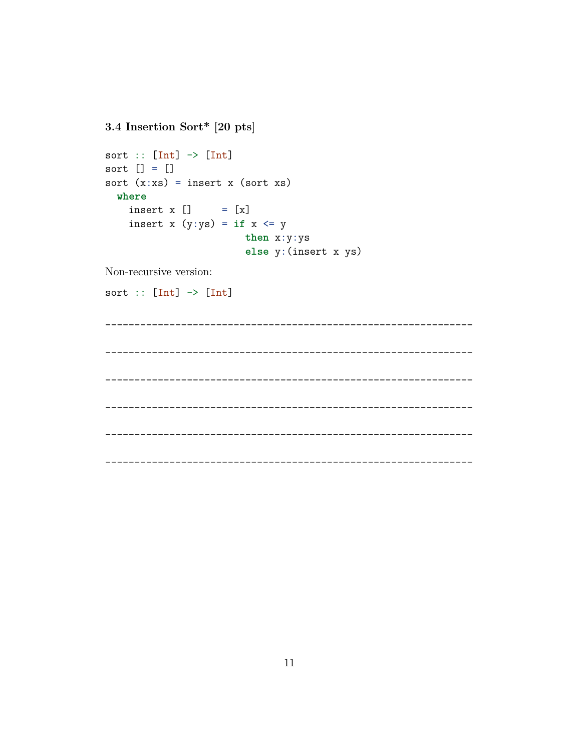### 3.4 Insertion Sort* [20 pts]

```
sort :: [Int] -> [Int]
sort [] = []
sort (x:xs) = insert x (sort xs)
  where
    insert x []     = [x]
    insert x (y:ys) = if x <= y
                        then x:y:ys
                        else y:(insert x ys)
```

Non-recursive version:

```
sort :: [Int] -> [Int]
```

---------------------------------------------------------------

---------------------------------------------------------------

---------------------------------------------------------------

---------------------------------------------------------------

---------------------------------------------------------------

---------------------------------------------------------------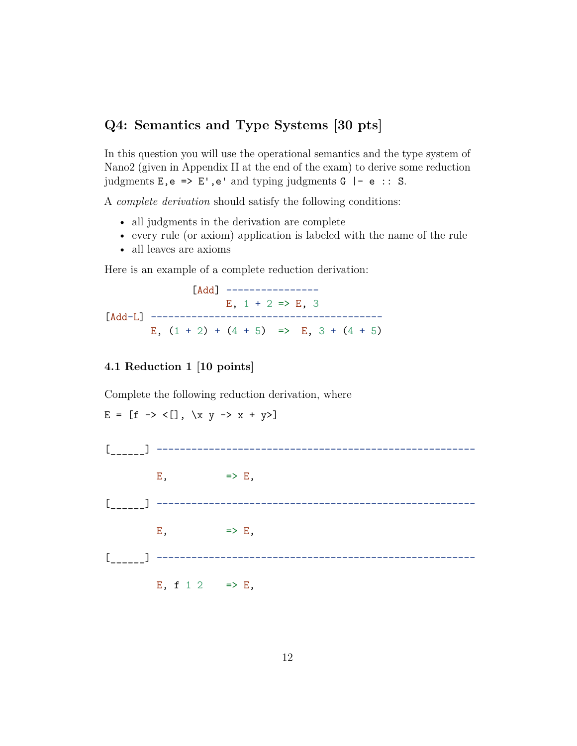## Q4: Semantics and Type Systems [30 pts]

In this question you will use the operational semantics and the type system of Nano2 (given in Appendix II at the end of the exam) to derive some reduction judgments `E,e => E',e'` and typing judgments `G |- e :: S`.

A *complete derivation* should satisfy the following conditions:

- all judgments in the derivation are complete
- every rule (or axiom) application is labeled with the name of the rule
- all leaves are axioms

Here is an example of a complete reduction derivation:

```
               [Add] ----------------
                     E, 1 + 2 => E, 3
[Add-L] ---------------------------------------
        E, (1 + 2) + (4 + 5)  =>  E, 3 + (4 + 5)
```

### 4.1 Reduction 1 [10 points]

Complete the following reduction derivation, where

`E = [f -> <[], \x y -> x + y>]`

```
[______] -------------------------------------------------------

         E,          => E,

[______] -------------------------------------------------------

         E,          => E,

[______] -------------------------------------------------------

         E, f 1 2    => E,
```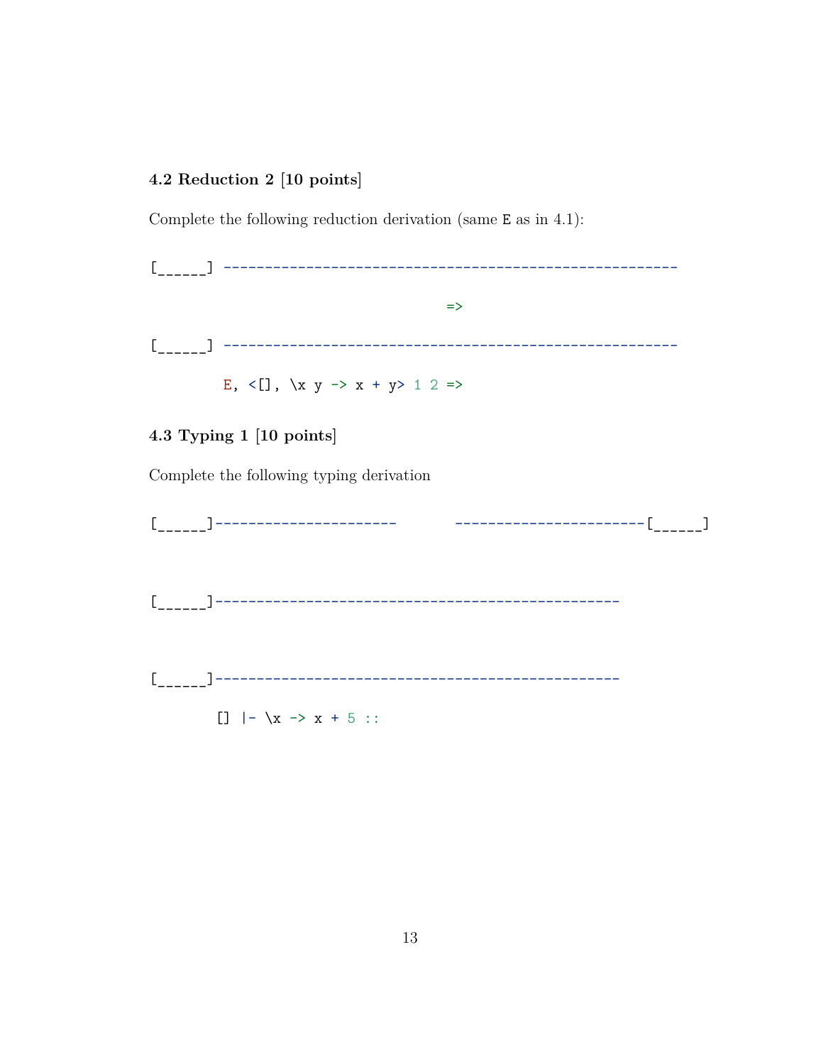### 4.2 Reduction 2 [10 points]

Complete the following reduction derivation (same `E` as in 4.1):

```
[______] ------------------------------------------------------

                                        =>

[______] ------------------------------------------------------

         E, <[], \x y -> x + y> 1 2 =>
```

### 4.3 Typing 1 [10 points]

Complete the following typing derivation

```
[______]----------------------       -----------------------[______]



[______]-------------------------------------------------



[______]-------------------------------------------------

        [] |- \x -> x + 5 ::
```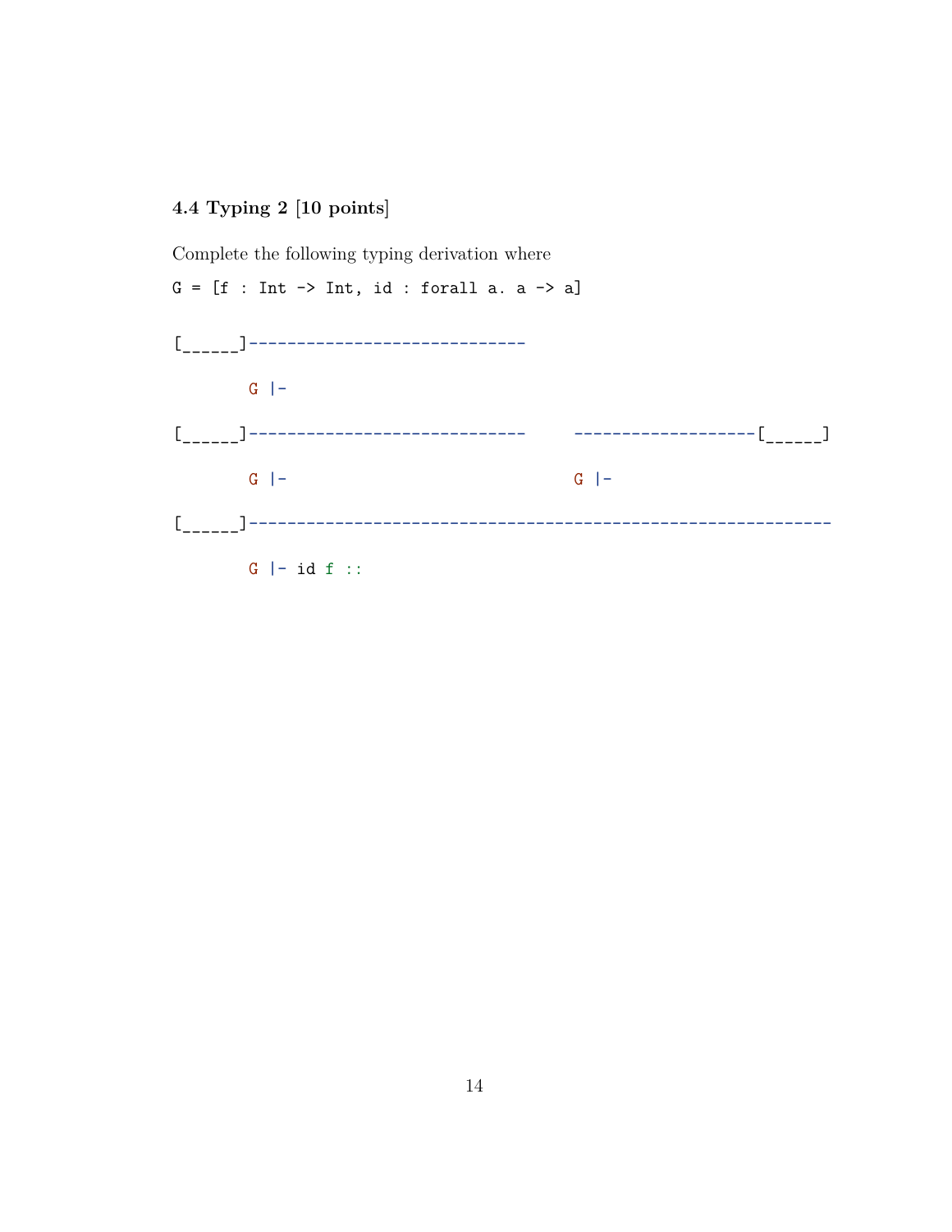### 4.4 Typing 2 [10 points]

Complete the following typing derivation where

`G = [f : Int -> Int, id : forall a. a -> a]`

```
[______]-----------------------------

        G |-

[______]-----------------------------     -------------------[______]

        G |-                              G |-

[______]---------------------------------------------------------------

        G |- id f ::
```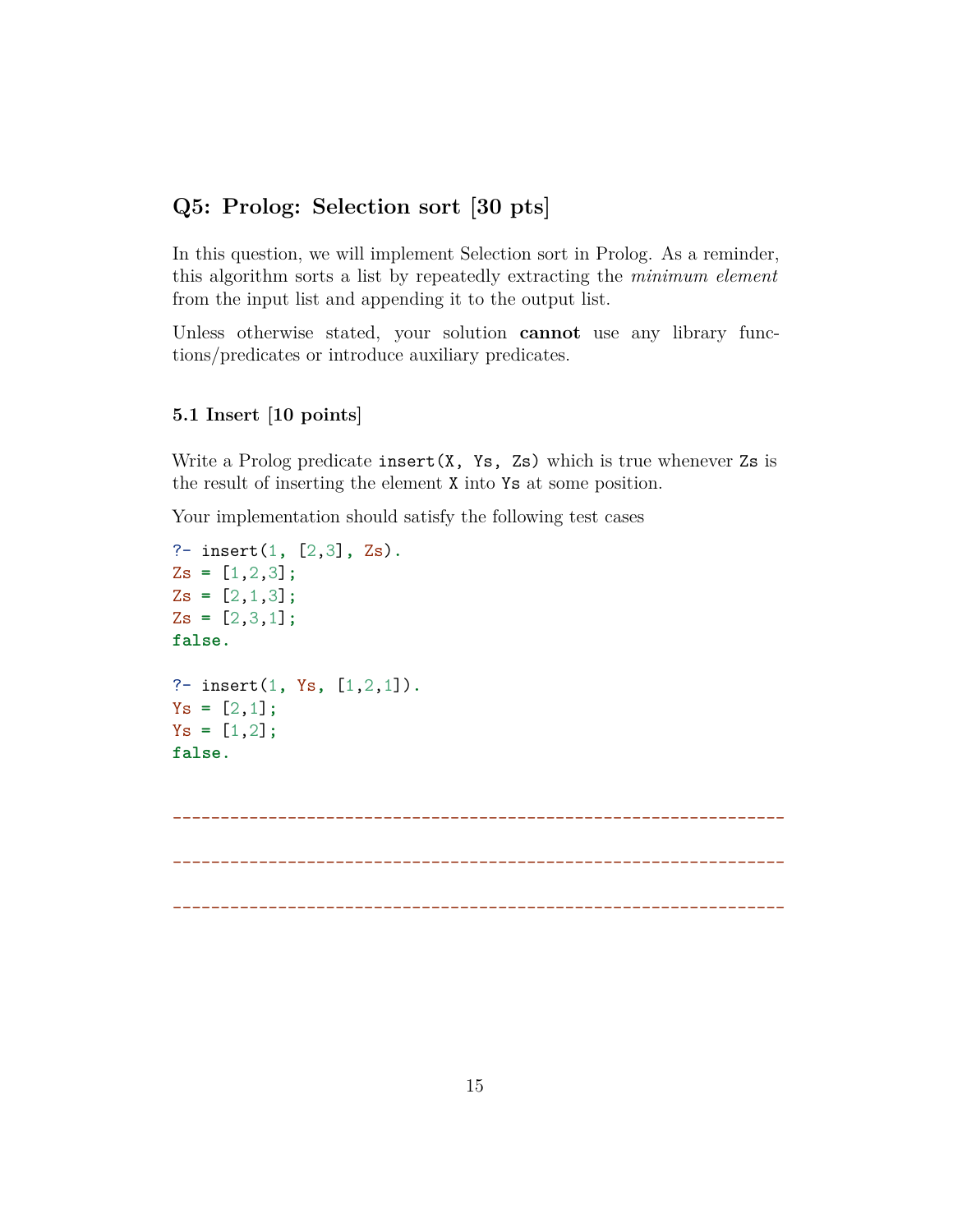## Q5: Prolog: Selection sort [30 pts]

In this question, we will implement Selection sort in Prolog. As a reminder, this algorithm sorts a list by repeatedly extracting the *minimum element* from the input list and appending it to the output list.

Unless otherwise stated, your solution **cannot** use any library functions/predicates or introduce auxiliary predicates.

### 5.1 Insert [10 points]

Write a Prolog predicate `insert(X, Ys, Zs)` which is true whenever `Zs` is the result of inserting the element `X` into `Ys` at some position.

Your implementation should satisfy the following test cases

```
?- insert(1, [2,3], Zs).
Zs = [1,2,3];
Zs = [2,1,3];
Zs = [2,3,1];
false.

?- insert(1, Ys, [1,2,1]).
Ys = [2,1];
Ys = [1,2];
false.
```

```
-----------------------------------------------------------------

-----------------------------------------------------------------

-----------------------------------------------------------------
```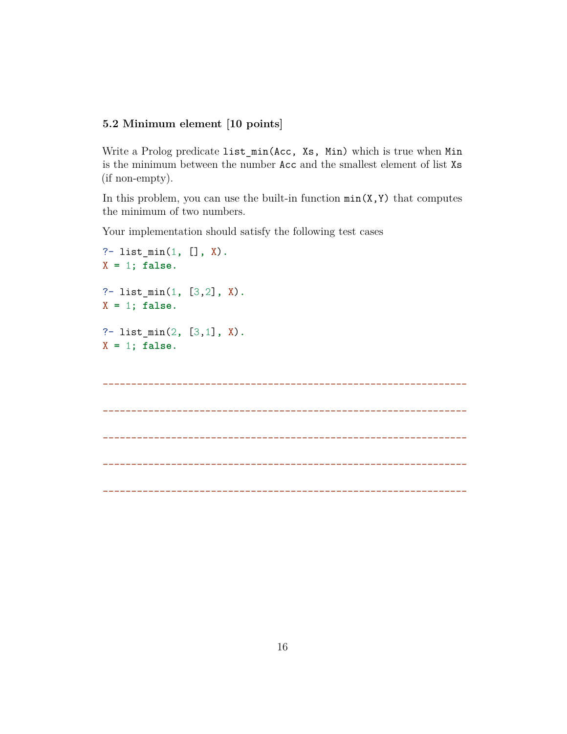### 5.2 Minimum element [10 points]

Write a Prolog predicate `list_min(Acc, Xs, Min)` which is true when `Min` is the minimum between the number `Acc` and the smallest element of list `Xs` (if non-empty).

In this problem, you can use the built-in function `min(X,Y)` that computes the minimum of two numbers.

Your implementation should satisfy the following test cases

```
?- list_min(1, [], X).
X = 1; false.

?- list_min(1, [3,2], X).
X = 1; false.

?- list_min(2, [3,1], X).
X = 1; false.
```

--------------------------------------------------------------

--------------------------------------------------------------

--------------------------------------------------------------

--------------------------------------------------------------

--------------------------------------------------------------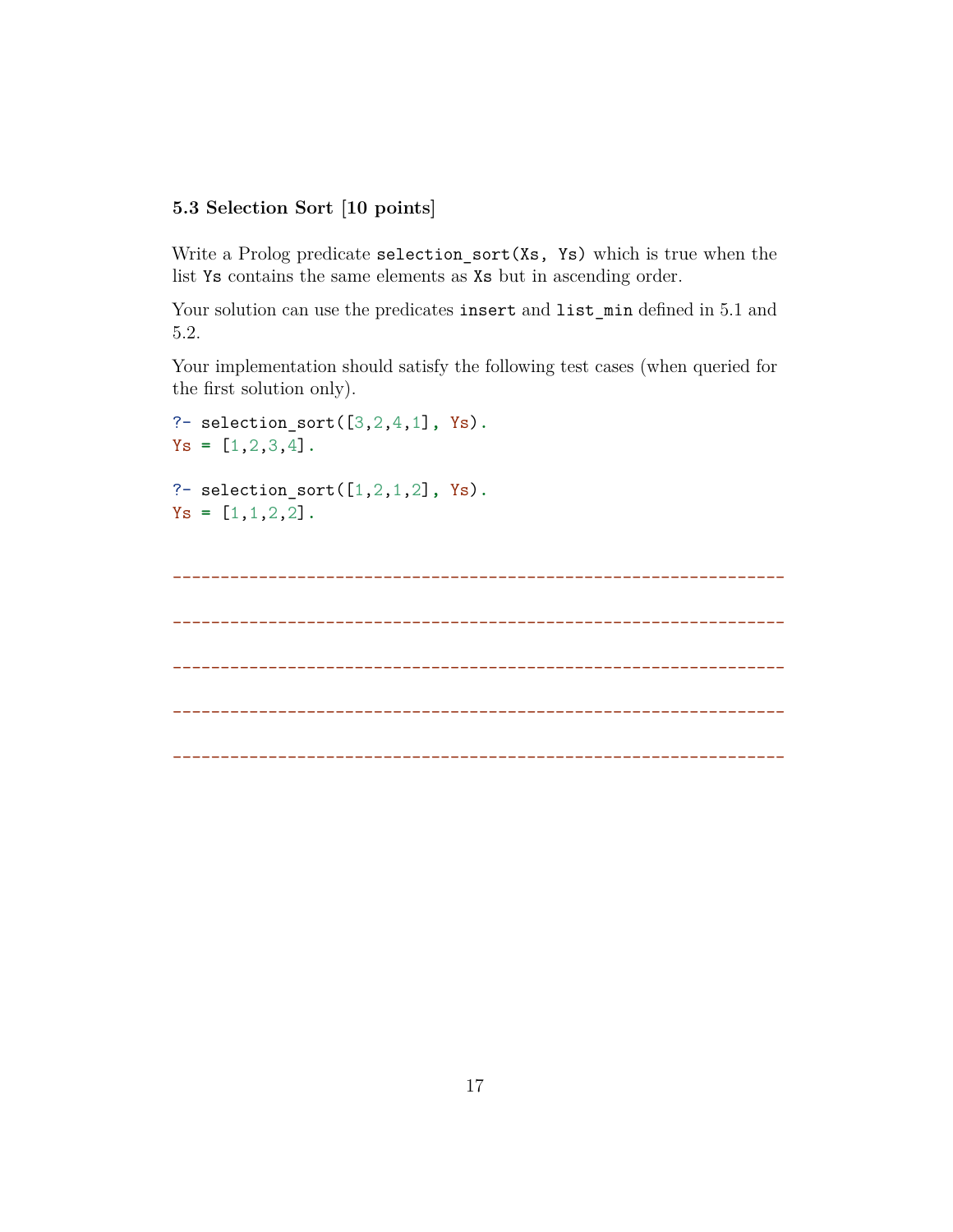### 5.3 Selection Sort [10 points]

Write a Prolog predicate `selection_sort(Xs, Ys)` which is true when the list `Ys` contains the same elements as `Xs` but in ascending order.

Your solution can use the predicates `insert` and `list_min` defined in 5.1 and 5.2.

Your implementation should satisfy the following test cases (when queried for the first solution only).

```
?- selection_sort([3,2,4,1], Ys).
Ys = [1,2,3,4].

?- selection_sort([1,2,1,2], Ys).
Ys = [1,1,2,2].
```

---

---

---

---

---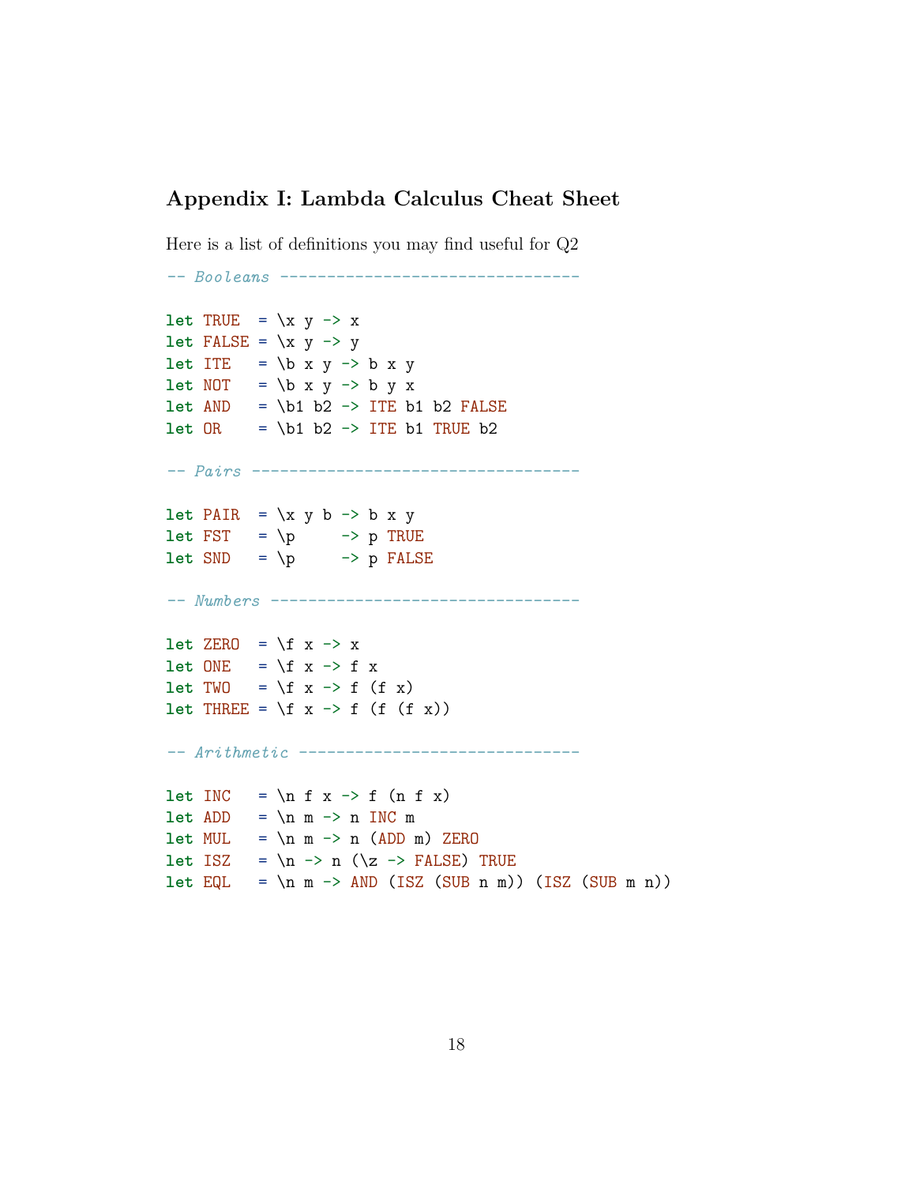## Appendix I: Lambda Calculus Cheat Sheet

Here is a list of definitions you may find useful for Q2

```
-- Booleans -------------------------------

let TRUE  = \x y -> x
let FALSE = \x y -> y
let ITE   = \b x y -> b x y
let NOT   = \b x y -> b y x
let AND   = \b1 b2 -> ITE b1 b2 FALSE
let OR    = \b1 b2 -> ITE b1 TRUE b2

-- Pairs ----------------------------------

let PAIR  = \x y b -> b x y
let FST   = \p     -> p TRUE
let SND   = \p     -> p FALSE

-- Numbers --------------------------------

let ZERO  = \f x -> x
let ONE   = \f x -> f x
let TWO   = \f x -> f (f x)
let THREE = \f x -> f (f (f x))

-- Arithmetic -----------------------------

let INC   = \n f x -> f (n f x)
let ADD   = \n m -> n INC m
let MUL   = \n m -> n (ADD m) ZERO
let ISZ   = \n -> n (\z -> FALSE) TRUE
let EQL   = \n m -> AND (ISZ (SUB n m)) (ISZ (SUB m n))
```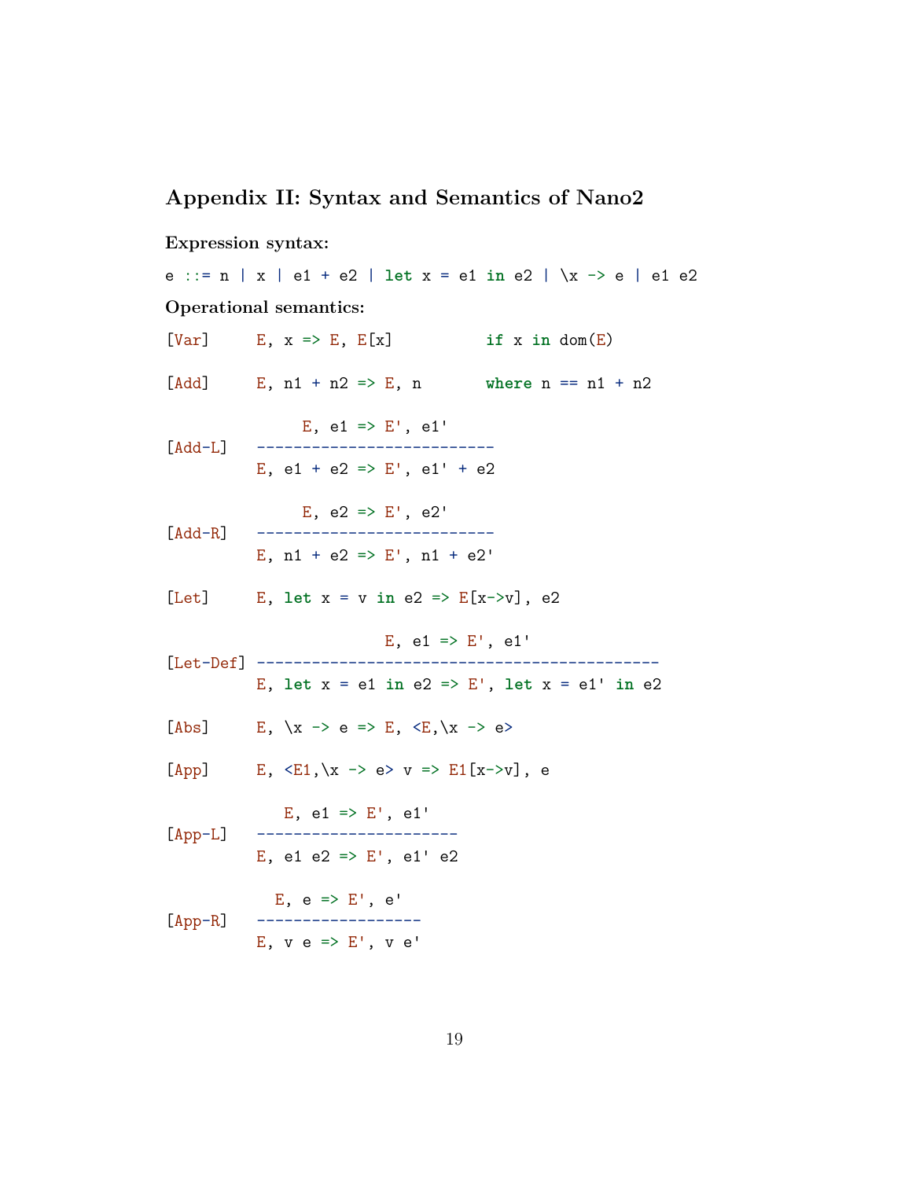## Appendix II: Syntax and Semantics of Nano2

**Expression syntax:**

```
e ::= n | x | e1 + e2 | let x = e1 in e2 | \x -> e | e1 e2
```

**Operational semantics:**

```
[Var]     E, x => E, E[x]          if x in dom(E)

[Add]     E, n1 + n2 => E, n       where n == n1 + n2

              E, e1 => E', e1'
[Add-L]   --------------------------
          E, e1 + e2 => E', e1' + e2

              E, e2 => E', e2'
[Add-R]   --------------------------
          E, n1 + e2 => E', n1 + e2'

[Let]     E, let x = v in e2 => E[x->v], e2

                       E, e1 => E', e1'
[Let-Def] --------------------------------------------
          E, let x = e1 in e2 => E', let x = e1' in e2

[Abs]     E, \x -> e => E, <E,\x -> e>

[App]     E, <E1,\x -> e> v => E1[x->v], e

             E, e1 => E', e1'
[App-L]   ----------------------
          E, e1 e2 => E', e1' e2

            E, e => E', e'
[App-R]   ------------------
          E, v e => E', v e'
```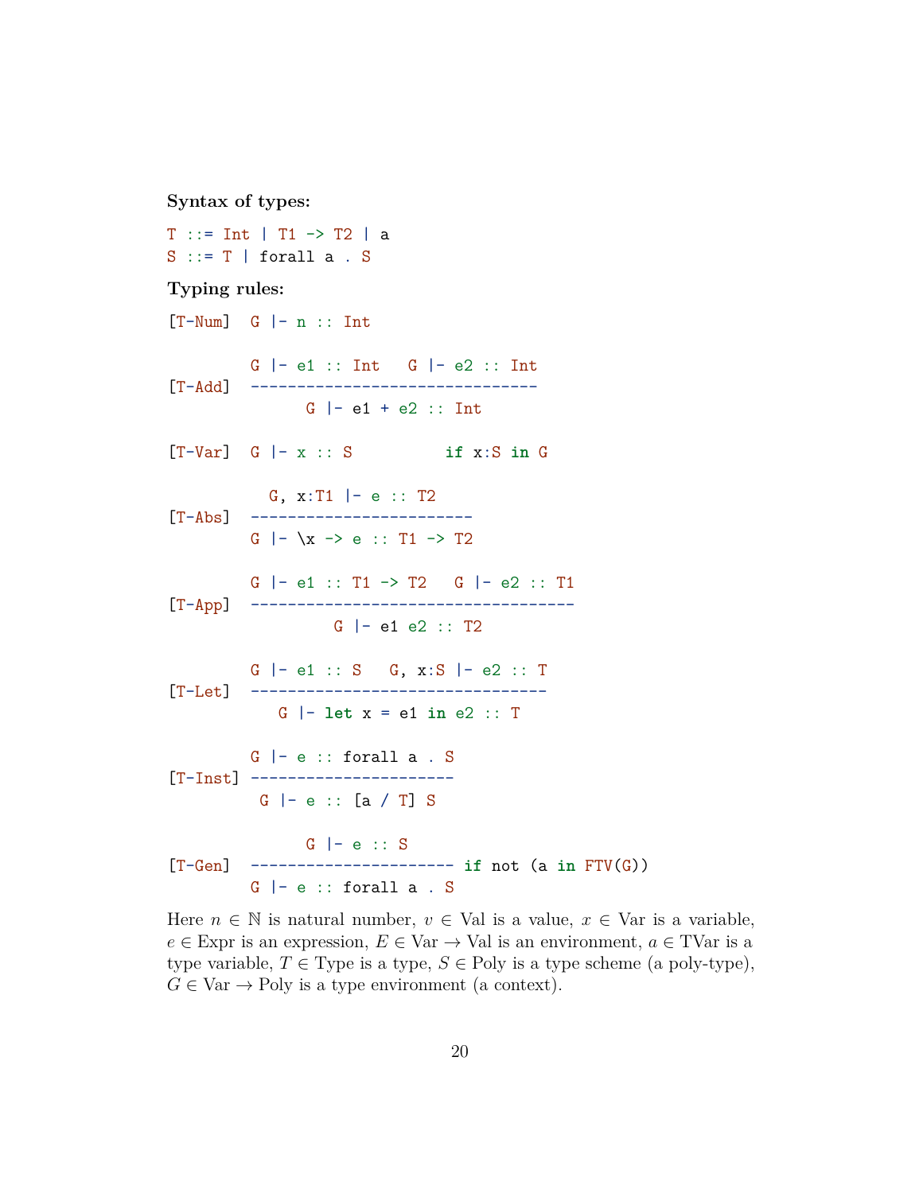**Syntax of types:**

```
T ::= Int | T1 -> T2 | a
S ::= T | forall a . S
```

**Typing rules:**

```
[T-Num]  G |- n :: Int

         G |- e1 :: Int   G |- e2 :: Int
[T-Add]  -------------------------------
               G |- e1 + e2 :: Int

[T-Var]  G |- x :: S          if x:S in G

           G, x:T1 |- e :: T2
[T-Abs]  ------------------------
         G |- \x -> e :: T1 -> T2

         G |- e1 :: T1 -> T2   G |- e2 :: T1
[T-App]  -----------------------------------
                  G |- e1 e2 :: T2

         G |- e1 :: S   G, x:S |- e2 :: T
[T-Let]  --------------------------------
            G |- let x = e1 in e2 :: T

         G |- e :: forall a . S
[T-Inst] ----------------------
          G |- e :: [a / T] S

               G |- e :: S
[T-Gen]  ---------------------- if not (a in FTV(G))
         G |- e :: forall a . S
```

Here $n \in \mathbb{N}$ is natural number, $v \in \text{Val}$ is a value, $x \in \text{Var}$ is a variable, $e \in \text{Expr}$ is an expression, $E \in \text{Var} \to \text{Val}$ is an environment, $a \in \text{TVar}$ is a type variable, $T \in \text{Type}$ is a type, $S \in \text{Poly}$ is a type scheme (a poly-type), $G \in \text{Var} \to \text{Poly}$ is a type environment (a context).